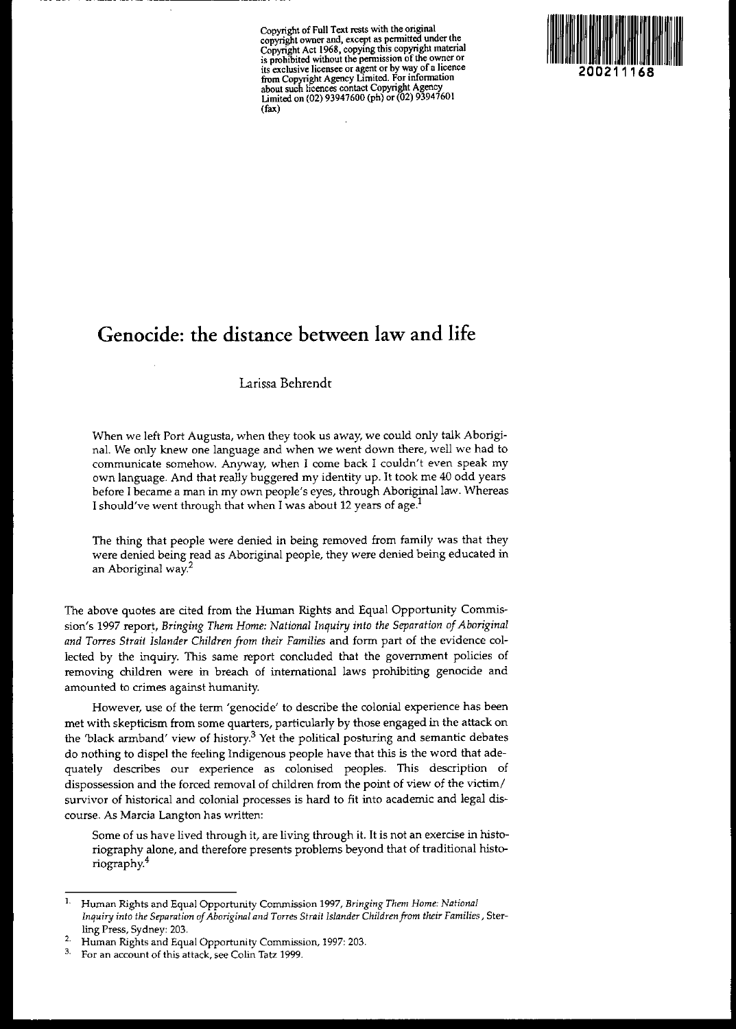Copyright of Full Text rests with the original copyright owner and, except as permitted under the Copyright Act 1968, copying this copyright material is prohibited without the permission of the owner or its exclusive licensee or agent or by way of a licence from Copyright Agency Limited. For information about such licences contact Copyright Agency Limited on (02) 93947600 (ph) or (02) 93947601 (fax)

200211168

# Genocide: the distance between law and life

Larissa Behrendt

> When we left Port Augusta, when they took us away, we could only talk Aboriginal. We only knew one language and when we went down there, well we had to communicate somehow. Anyway, when I come back I couldn't even speak my own language. And that really buggered my identity up. It took me 40 odd years before I became a man in my own people's eyes, through Aboriginal law. Whereas I should've went through that when I was about 12 years of age.[1]

> The thing that people were denied in being removed from family was that they were denied being read as Aboriginal people, they were denied being educated in an Aboriginal way.[2]

The above quotes are cited from the Human Rights and Equal Opportunity Commission's 1997 report, *Bringing Them Home: National Inquiry into the Separation of Aboriginal and Torres Strait Islander Children from their Families* and form part of the evidence collected by the inquiry. This same report concluded that the government policies of removing children were in breach of international laws prohibiting genocide and amounted to crimes against humanity.

However, use of the term 'genocide' to describe the colonial experience has been met with skepticism from some quarters, particularly by those engaged in the attack on the 'black armband' view of history.[3] Yet the political posturing and semantic debates do nothing to dispel the feeling Indigenous people have that this is the word that adequately describes our experience as colonised peoples. This description of dispossession and the forced removal of children from the point of view of the victim/survivor of historical and colonial processes is hard to fit into academic and legal discourse. As Marcia Langton has written:

> Some of us have lived through it, are living through it. It is not an exercise in historiography alone, and therefore presents problems beyond that of traditional historiography.[4]

---

1. Human Rights and Equal Opportunity Commission 1997, *Bringing Them Home: National Inquiry into the Separation of Aboriginal and Torres Strait Islander Children from their Families*, Sterling Press, Sydney: 203.
2. Human Rights and Equal Opportunity Commission, 1997: 203.
3. For an account of this attack, see Colin Tatz 1999.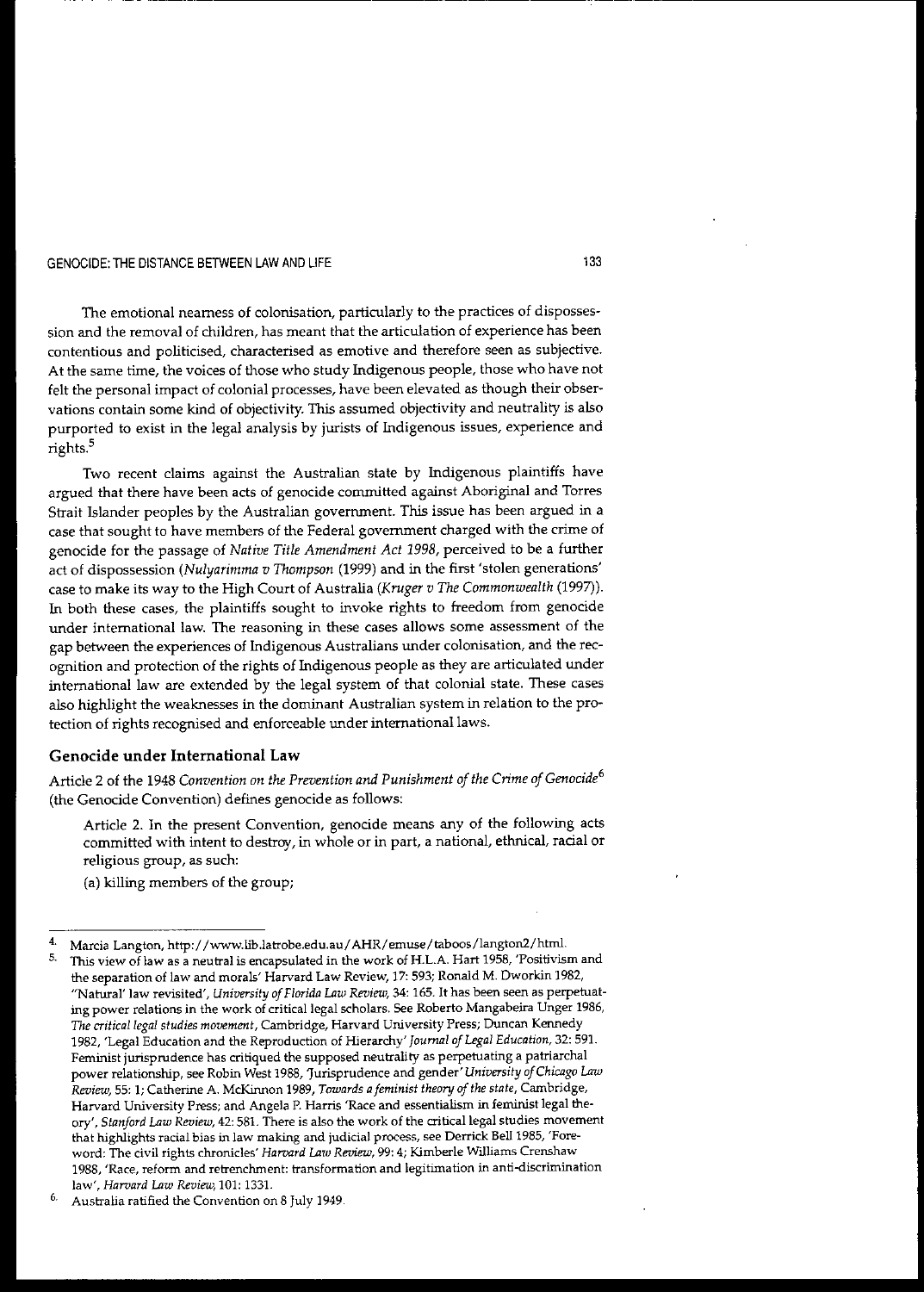The emotional nearness of colonisation, particularly to the practices of dispossession and the removal of children, has meant that the articulation of experience has been contentious and politicised, characterised as emotive and therefore seen as subjective. At the same time, the voices of those who study Indigenous people, those who have not felt the personal impact of colonial processes, have been elevated as though their observations contain some kind of objectivity. This assumed objectivity and neutrality is also purported to exist in the legal analysis by jurists of Indigenous issues, experience and rights.[5]

Two recent claims against the Australian state by Indigenous plaintiffs have argued that there have been acts of genocide committed against Aboriginal and Torres Strait Islander peoples by the Australian government. This issue has been argued in a case that sought to have members of the Federal government charged with the crime of genocide for the passage of *Native Title Amendment Act 1998*, perceived to be a further act of dispossession (*Nulyarimma v Thompson* (1999) and in the first 'stolen generations' case to make its way to the High Court of Australia (*Kruger v The Commonwealth* (1997)). In both these cases, the plaintiffs sought to invoke rights to freedom from genocide under international law. The reasoning in these cases allows some assessment of the gap between the experiences of Indigenous Australians under colonisation, and the recognition and protection of the rights of Indigenous people as they are articulated under international law are extended by the legal system of that colonial state. These cases also highlight the weaknesses in the dominant Australian system in relation to the protection of rights recognised and enforceable under international laws.

## Genocide under International Law

Article 2 of the 1948 *Convention on the Prevention and Punishment of the Crime of Genocide*[6] (the Genocide Convention) defines genocide as follows:

> Article 2. In the present Convention, genocide means any of the following acts committed with intent to destroy, in whole or in part, a national, ethnical, racial or religious group, as such:
>
> (a) killing members of the group;

---

4. Marcia Langton, http://www.lib.latrobe.edu.au/AHR/emuse/taboos/langton2/html.

5. This view of law as a neutral is encapsulated in the work of H.L.A. Hart 1958, 'Positivism and the separation of law and morals' Harvard Law Review, 17: 593; Ronald M. Dworkin 1982, "Natural' law revisited', *University of Florida Law Review*, 34: 165. It has been seen as perpetuating power relations in the work of critical legal scholars. See Roberto Mangabeira Unger 1986, *The critical legal studies movement*, Cambridge, Harvard University Press; Duncan Kennedy 1982, 'Legal Education and the Reproduction of Hierarchy' *Journal of Legal Education*, 32: 591. Feminist jurisprudence has critiqued the supposed neutrality as perpetuating a patriarchal power relationship, see Robin West 1988, 'Jurisprudence and gender' *University of Chicago Law Review*, 55: 1; Catherine A. McKinnon 1989, *Towards a feminist theory of the state*, Cambridge, Harvard University Press; and Angela P. Harris 'Race and essentialism in feminist legal theory', *Stanford Law Review*, 42: 581. There is also the work of the critical legal studies movement that highlights racial bias in law making and judicial process, see Derrick Bell 1985, 'Foreword: The civil rights chronicles' *Harvard Law Review*, 99: 4; Kimberle Williams Crenshaw 1988, 'Race, reform and retrenchment: transformation and legitimation in anti-discrimination law', *Harvard Law Review*, 101: 1331.

6. Australia ratified the Convention on 8 July 1949.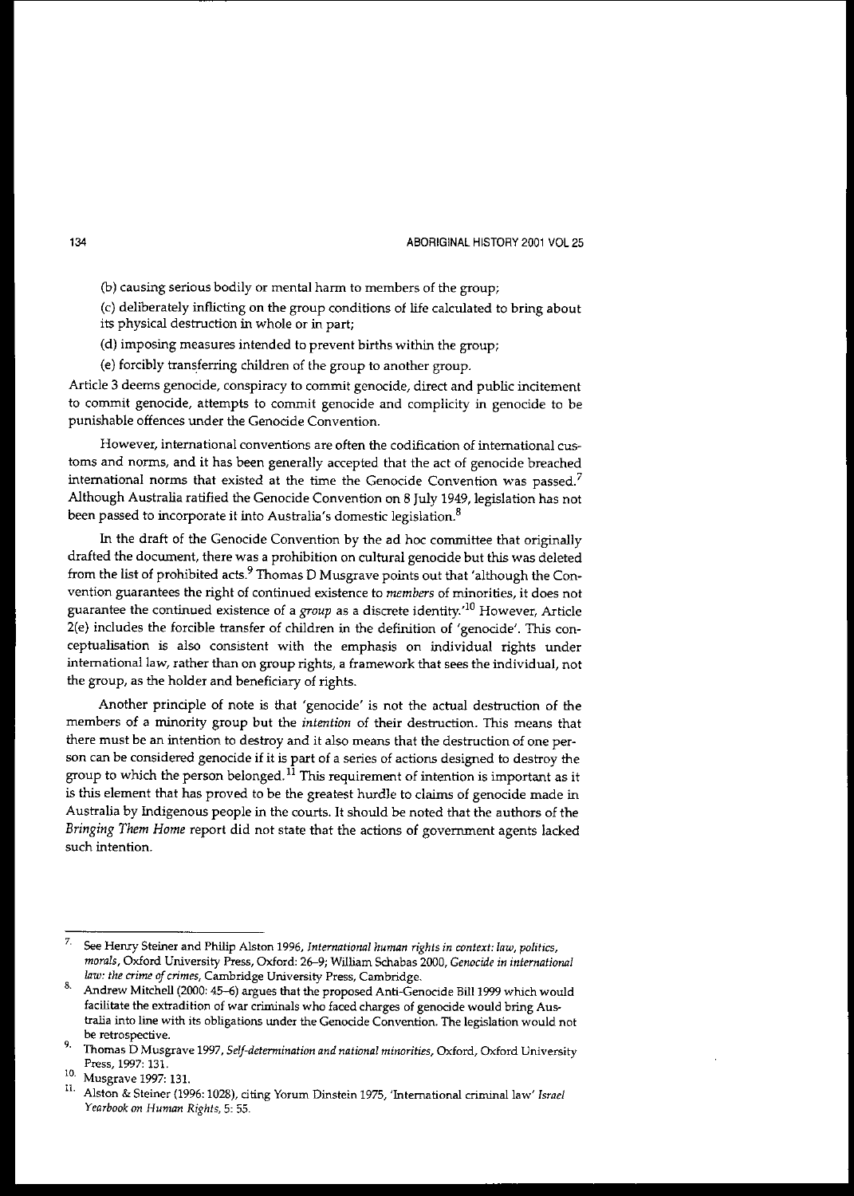(b) causing serious bodily or mental harm to members of the group;

(c) deliberately inflicting on the group conditions of life calculated to bring about its physical destruction in whole or in part;

(d) imposing measures intended to prevent births within the group;

(e) forcibly transferring children of the group to another group.

Article 3 deems genocide, conspiracy to commit genocide, direct and public incitement to commit genocide, attempts to commit genocide and complicity in genocide to be punishable offences under the Genocide Convention.

However, international conventions are often the codification of international customs and norms, and it has been generally accepted that the act of genocide breached international norms that existed at the time the Genocide Convention was passed.[7] Although Australia ratified the Genocide Convention on 8 July 1949, legislation has not been passed to incorporate it into Australia's domestic legislation.[8]

In the draft of the Genocide Convention by the ad hoc committee that originally drafted the document, there was a prohibition on cultural genocide but this was deleted from the list of prohibited acts.[9] Thomas D Musgrave points out that 'although the Convention guarantees the right of continued existence to *members* of minorities, it does not guarantee the continued existence of a *group* as a discrete identity.'[10] However, Article 2(e) includes the forcible transfer of children in the definition of 'genocide'. This conceptualisation is also consistent with the emphasis on individual rights under international law, rather than on group rights, a framework that sees the individual, not the group, as the holder and beneficiary of rights.

Another principle of note is that 'genocide' is not the actual destruction of the members of a minority group but the *intention* of their destruction. This means that there must be an intention to destroy and it also means that the destruction of one person can be considered genocide if it is part of a series of actions designed to destroy the group to which the person belonged.[11] This requirement of intention is important as it is this element that has proved to be the greatest hurdle to claims of genocide made in Australia by Indigenous people in the courts. It should be noted that the authors of the *Bringing Them Home* report did not state that the actions of government agents lacked such intention.

---

7. See Henry Steiner and Philip Alston 1996, *International human rights in context: law, politics, morals*, Oxford University Press, Oxford: 26–9; William Schabas 2000, *Genocide in international law: the crime of crimes*, Cambridge University Press, Cambridge.

8. Andrew Mitchell (2000: 45–6) argues that the proposed Anti-Genocide Bill 1999 which would facilitate the extradition of war criminals who faced charges of genocide would bring Australia into line with its obligations under the Genocide Convention. The legislation would not be retrospective.

9. Thomas D Musgrave 1997, *Self-determination and national minorities*, Oxford, Oxford University Press, 1997: 131.

10. Musgrave 1997: 131.

11. Alston & Steiner (1996: 1028), citing Yorum Dinstein 1975, 'International criminal law' *Israel Yearbook on Human Rights*, 5: 55.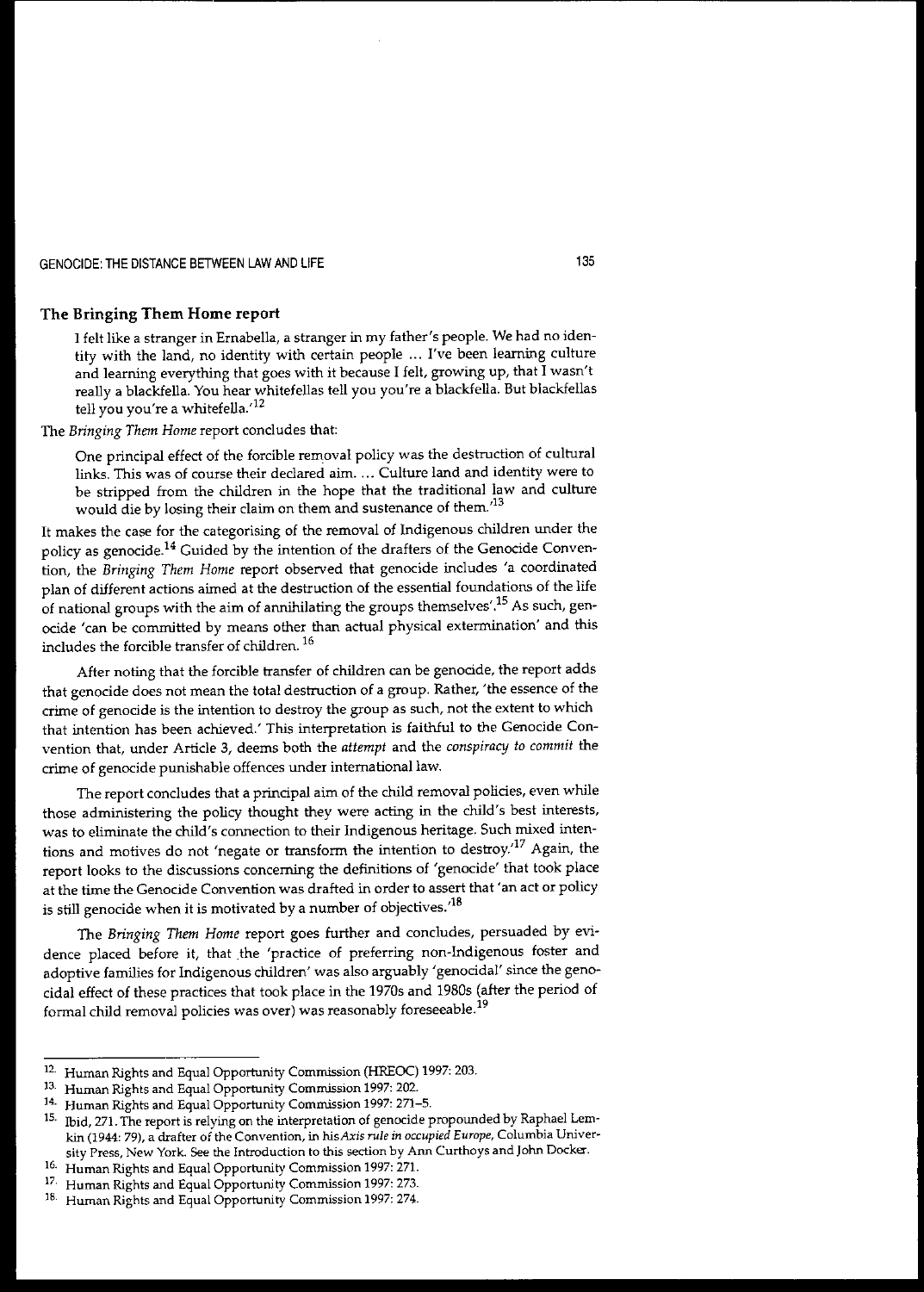## The Bringing Them Home report

> I felt like a stranger in Ernabella, a stranger in my father's people. We had no identity with the land, no identity with certain people ... I've been learning culture and learning everything that goes with it because I felt, growing up, that I wasn't really a blackfella. You hear whitefellas tell you you're a blackfella. But blackfellas tell you you're a whitefella.'[12]

The *Bringing Them Home* report concludes that:

> One principal effect of the forcible removal policy was the destruction of cultural links. This was of course their declared aim. ... Culture land and identity were to be stripped from the children in the hope that the traditional law and culture would die by losing their claim on them and sustenance of them.'[13]

It makes the case for the categorising of the removal of Indigenous children under the policy as genocide.[14] Guided by the intention of the drafters of the Genocide Convention, the *Bringing Them Home* report observed that genocide includes 'a coordinated plan of different actions aimed at the destruction of the essential foundations of the life of national groups with the aim of annihilating the groups themselves'.[15] As such, genocide 'can be committed by means other than actual physical extermination' and this includes the forcible transfer of children.[16]

After noting that the forcible transfer of children can be genocide, the report adds that genocide does not mean the total destruction of a group. Rather, 'the essence of the crime of genocide is the intention to destroy the group as such, not the extent to which that intention has been achieved.' This interpretation is faithful to the Genocide Convention that, under Article 3, deems both the *attempt* and the *conspiracy to commit* the crime of genocide punishable offences under international law.

The report concludes that a principal aim of the child removal policies, even while those administering the policy thought they were acting in the child's best interests, was to eliminate the child's connection to their Indigenous heritage. Such mixed intentions and motives do not 'negate or transform the intention to destroy.'[17] Again, the report looks to the discussions concerning the definitions of 'genocide' that took place at the time the Genocide Convention was drafted in order to assert that 'an act or policy is still genocide when it is motivated by a number of objectives.'[18]

The *Bringing Them Home* report goes further and concludes, persuaded by evidence placed before it, that the 'practice of preferring non-Indigenous foster and adoptive families for Indigenous children' was also arguably 'genocidal' since the genocidal effect of these practices that took place in the 1970s and 1980s (after the period of formal child removal policies was over) was reasonably foreseeable.[19]

---

12. Human Rights and Equal Opportunity Commission (HREOC) 1997: 203.
13. Human Rights and Equal Opportunity Commission 1997: 202.
14. Human Rights and Equal Opportunity Commission 1997: 271–5.
15. Ibid, 271. The report is relying on the interpretation of genocide propounded by Raphael Lemkin (1944: 79), a drafter of the Convention, in his *Axis rule in occupied Europe*, Columbia University Press, New York. See the Introduction to this section by Ann Curthoys and John Docker.
16. Human Rights and Equal Opportunity Commission 1997: 271.
17. Human Rights and Equal Opportunity Commission 1997: 273.
18. Human Rights and Equal Opportunity Commission 1997: 274.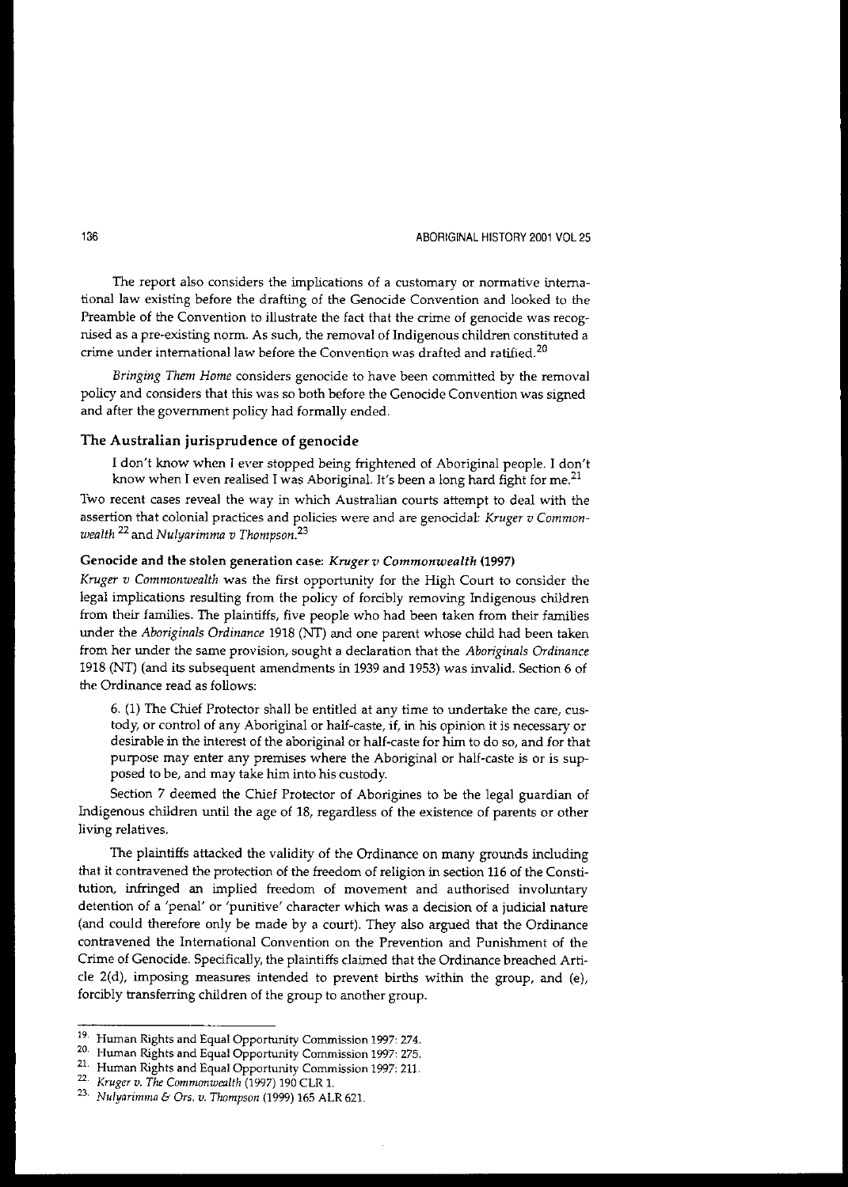The report also considers the implications of a customary or normative international law existing before the drafting of the Genocide Convention and looked to the Preamble of the Convention to illustrate the fact that the crime of genocide was recognised as a pre-existing norm. As such, the removal of Indigenous children constituted a crime under international law before the Convention was drafted and ratified.[20]

*Bringing Them Home* considers genocide to have been committed by the removal policy and considers that this was so both before the Genocide Convention was signed and after the government policy had formally ended.

### The Australian jurisprudence of genocide

> I don't know when I ever stopped being frightened of Aboriginal people. I don't know when I even realised I was Aboriginal. It's been a long hard fight for me.[21]

Two recent cases reveal the way in which Australian courts attempt to deal with the assertion that colonial practices and policies were and are genocidal: *Kruger v Commonwealth*[22] and *Nulyarimma v Thompson*.[23]

#### Genocide and the stolen generation case: *Kruger v Commonwealth* (1997)

*Kruger v Commonwealth* was the first opportunity for the High Court to consider the legal implications resulting from the policy of forcibly removing Indigenous children from their families. The plaintiffs, five people who had been taken from their families under the *Aboriginals Ordinance* 1918 (NT) and one parent whose child had been taken from her under the same provision, sought a declaration that the *Aboriginals Ordinance* 1918 (NT) (and its subsequent amendments in 1939 and 1953) was invalid. Section 6 of the Ordinance read as follows:

> 6. (1) The Chief Protector shall be entitled at any time to undertake the care, custody, or control of any Aboriginal or half-caste, if, in his opinion it is necessary or desirable in the interest of the aboriginal or half-caste for him to do so, and for that purpose may enter any premises where the Aboriginal or half-caste is or is supposed to be, and may take him into his custody.

Section 7 deemed the Chief Protector of Aborigines to be the legal guardian of Indigenous children until the age of 18, regardless of the existence of parents or other living relatives.

The plaintiffs attacked the validity of the Ordinance on many grounds including that it contravened the protection of the freedom of religion in section 116 of the Constitution, infringed an implied freedom of movement and authorised involuntary detention of a 'penal' or 'punitive' character which was a decision of a judicial nature (and could therefore only be made by a court). They also argued that the Ordinance contravened the International Convention on the Prevention and Punishment of the Crime of Genocide. Specifically, the plaintiffs claimed that the Ordinance breached Article 2(d), imposing measures intended to prevent births within the group, and (e), forcibly transferring children of the group to another group.

---

[19] Human Rights and Equal Opportunity Commission 1997: 274.

[20] Human Rights and Equal Opportunity Commission 1997: 275.

[21] Human Rights and Equal Opportunity Commission 1997: 211.

[22] *Kruger v. The Commonwealth* (1997) 190 CLR 1.

[23] *Nulyarimma & Ors. v. Thompson* (1999) 165 ALR 621.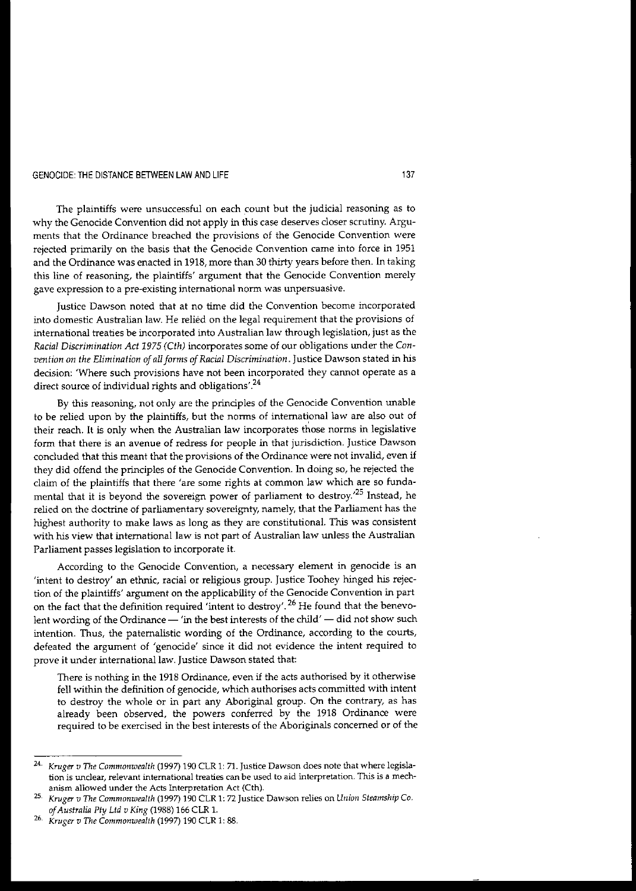The plaintiffs were unsuccessful on each count but the judicial reasoning as to why the Genocide Convention did not apply in this case deserves closer scrutiny. Arguments that the Ordinance breached the provisions of the Genocide Convention were rejected primarily on the basis that the Genocide Convention came into force in 1951 and the Ordinance was enacted in 1918, more than 30 thirty years before then. In taking this line of reasoning, the plaintiffs' argument that the Genocide Convention merely gave expression to a pre-existing international norm was unpersuasive.

Justice Dawson noted that at no time did the Convention become incorporated into domestic Australian law. He relied on the legal requirement that the provisions of international treaties be incorporated into Australian law through legislation, just as the *Racial Discrimination Act 1975 (Cth)* incorporates some of our obligations under the *Convention on the Elimination of all forms of Racial Discrimination*. Justice Dawson stated in his decision: 'Where such provisions have not been incorporated they cannot operate as a direct source of individual rights and obligations'.[24]

By this reasoning, not only are the principles of the Genocide Convention unable to be relied upon by the plaintiffs, but the norms of international law are also out of their reach. It is only when the Australian law incorporates those norms in legislative form that there is an avenue of redress for people in that jurisdiction. Justice Dawson concluded that this meant that the provisions of the Ordinance were not invalid, even if they did offend the principles of the Genocide Convention. In doing so, he rejected the claim of the plaintiffs that there 'are some rights at common law which are so fundamental that it is beyond the sovereign power of parliament to destroy.'[25] Instead, he relied on the doctrine of parliamentary sovereignty, namely, that the Parliament has the highest authority to make laws as long as they are constitutional. This was consistent with his view that international law is not part of Australian law unless the Australian Parliament passes legislation to incorporate it.

According to the Genocide Convention, a necessary element in genocide is an 'intent to destroy' an ethnic, racial or religious group. Justice Toohey hinged his rejection of the plaintiffs' argument on the applicability of the Genocide Convention in part on the fact that the definition required 'intent to destroy'.[26] He found that the benevolent wording of the Ordinance — 'in the best interests of the child' — did not show such intention. Thus, the paternalistic wording of the Ordinance, according to the courts, defeated the argument of 'genocide' since it did not evidence the intent required to prove it under international law. Justice Dawson stated that:

> There is nothing in the 1918 Ordinance, even if the acts authorised by it otherwise fell within the definition of genocide, which authorises acts committed with intent to destroy the whole or in part any Aboriginal group. On the contrary, as has already been observed, the powers conferred by the 1918 Ordinance were required to be exercised in the best interests of the Aboriginals concerned or of the

---

[24] *Kruger v The Commonwealth* (1997) 190 CLR 1: 71. Justice Dawson does note that where legislation is unclear, relevant international treaties can be used to aid interpretation. This is a mechanism allowed under the Acts Interpretation Act (Cth).

[25] *Kruger v The Commonwealth* (1997) 190 CLR 1: 72 Justice Dawson relies on *Union Steamship Co. of Australia Pty Ltd v King* (1988) 166 CLR 1.

[26] *Kruger v The Commonwealth* (1997) 190 CLR 1: 88.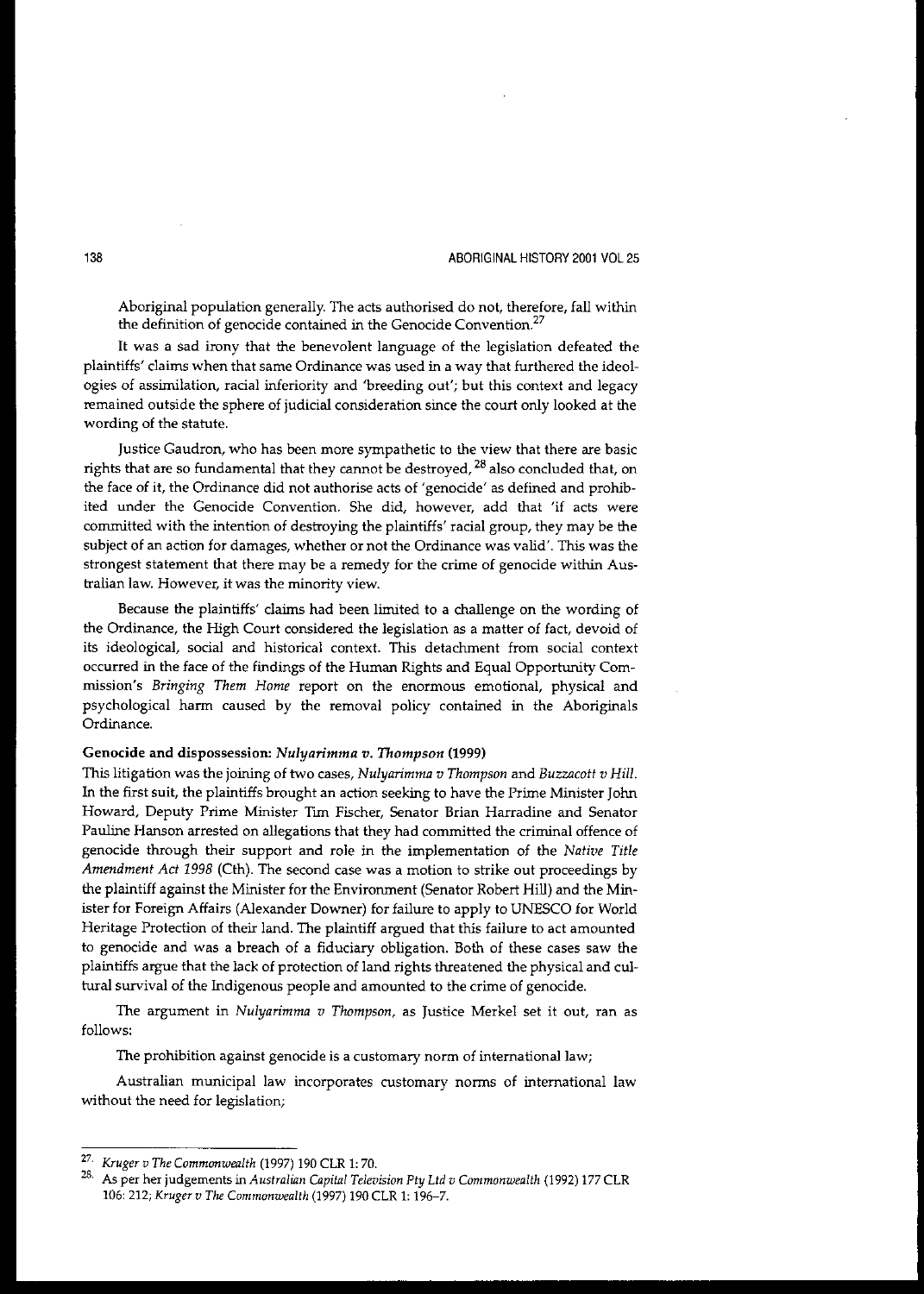Aboriginal population generally. The acts authorised do not, therefore, fall within the definition of genocide contained in the Genocide Convention.[27]

It was a sad irony that the benevolent language of the legislation defeated the plaintiffs' claims when that same Ordinance was used in a way that furthered the ideologies of assimilation, racial inferiority and 'breeding out'; but this context and legacy remained outside the sphere of judicial consideration since the court only looked at the wording of the statute.

Justice Gaudron, who has been more sympathetic to the view that there are basic rights that are so fundamental that they cannot be destroyed, [28] also concluded that, on the face of it, the Ordinance did not authorise acts of 'genocide' as defined and prohibited under the Genocide Convention. She did, however, add that 'if acts were committed with the intention of destroying the plaintiffs' racial group, they may be the subject of an action for damages, whether or not the Ordinance was valid'. This was the strongest statement that there may be a remedy for the crime of genocide within Australian law. However, it was the minority view.

Because the plaintiffs' claims had been limited to a challenge on the wording of the Ordinance, the High Court considered the legislation as a matter of fact, devoid of its ideological, social and historical context. This detachment from social context occurred in the face of the findings of the Human Rights and Equal Opportunity Commission's *Bringing Them Home* report on the enormous emotional, physical and psychological harm caused by the removal policy contained in the Aboriginals Ordinance.

**Genocide and dispossession: *Nulyarimma v. Thompson* (1999)**

This litigation was the joining of two cases, *Nulyarimma v Thompson* and *Buzzacott v Hill*. In the first suit, the plaintiffs brought an action seeking to have the Prime Minister John Howard, Deputy Prime Minister Tim Fischer, Senator Brian Harradine and Senator Pauline Hanson arrested on allegations that they had committed the criminal offence of genocide through their support and role in the implementation of the *Native Title Amendment Act 1998* (Cth). The second case was a motion to strike out proceedings by the plaintiff against the Minister for the Environment (Senator Robert Hill) and the Minister for Foreign Affairs (Alexander Downer) for failure to apply to UNESCO for World Heritage Protection of their land. The plaintiff argued that this failure to act amounted to genocide and was a breach of a fiduciary obligation. Both of these cases saw the plaintiffs argue that the lack of protection of land rights threatened the physical and cultural survival of the Indigenous people and amounted to the crime of genocide.

The argument in *Nulyarimma v Thompson*, as Justice Merkel set it out, ran as follows:

The prohibition against genocide is a customary norm of international law;

Australian municipal law incorporates customary norms of international law without the need for legislation;

---

27. *Kruger v The Commonwealth* (1997) 190 CLR 1: 70.

28. As per her judgements in *Australian Capital Television Pty Ltd v Commonwealth* (1992) 177 CLR 106: 212; *Kruger v The Commonwealth* (1997) 190 CLR 1: 196–7.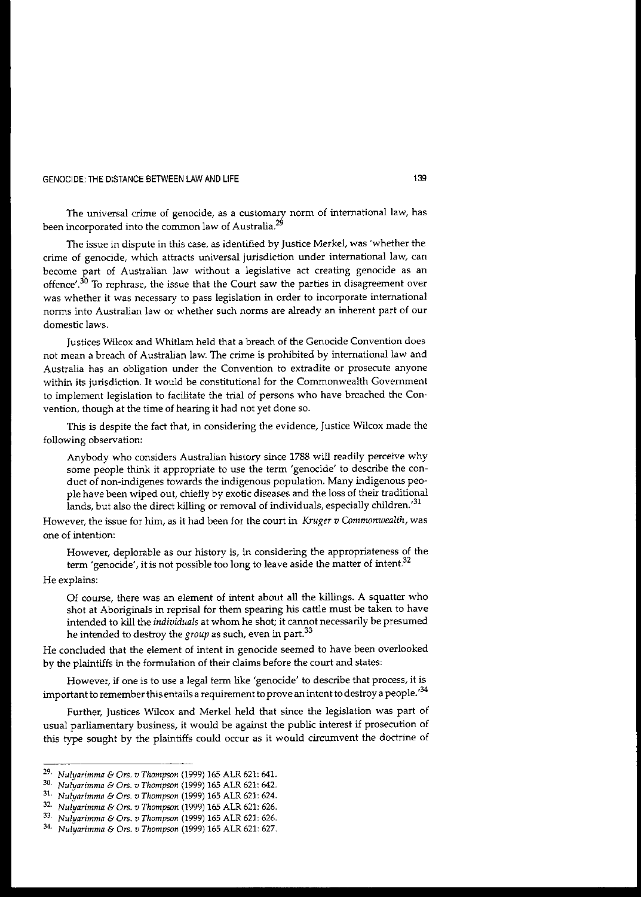The universal crime of genocide, as a customary norm of international law, has been incorporated into the common law of Australia.[29]

The issue in dispute in this case, as identified by Justice Merkel, was 'whether the crime of genocide, which attracts universal jurisdiction under international law, can become part of Australian law without a legislative act creating genocide as an offence'.[30] To rephrase, the issue that the Court saw the parties in disagreement over was whether it was necessary to pass legislation in order to incorporate international norms into Australian law or whether such norms are already an inherent part of our domestic laws.

Justices Wilcox and Whitlam held that a breach of the Genocide Convention does not mean a breach of Australian law. The crime is prohibited by international law and Australia has an obligation under the Convention to extradite or prosecute anyone within its jurisdiction. It would be constitutional for the Commonwealth Government to implement legislation to facilitate the trial of persons who have breached the Convention, though at the time of hearing it had not yet done so.

This is despite the fact that, in considering the evidence, Justice Wilcox made the following observation:

> Anybody who considers Australian history since 1788 will readily perceive why some people think it appropriate to use the term 'genocide' to describe the conduct of non-indigenes towards the indigenous population. Many indigenous people have been wiped out, chiefly by exotic diseases and the loss of their traditional lands, but also the direct killing or removal of individuals, especially children.'[31]

However, the issue for him, as it had been for the court in *Kruger v Commonwealth*, was one of intention:

> However, deplorable as our history is, in considering the appropriateness of the term 'genocide', it is not possible too long to leave aside the matter of intent.[32]

He explains:

> Of course, there was an element of intent about all the killings. A squatter who shot at Aboriginals in reprisal for them spearing his cattle must be taken to have intended to kill the *individuals* at whom he shot; it cannot necessarily be presumed he intended to destroy the *group* as such, even in part.[33]

He concluded that the element of intent in genocide seemed to have been overlooked by the plaintiffs in the formulation of their claims before the court and states:

> However, if one is to use a legal term like 'genocide' to describe that process, it is important to remember this entails a requirement to prove an intent to destroy a people.'[34]

Further, Justices Wilcox and Merkel held that since the legislation was part of usual parliamentary business, it would be against the public interest if prosecution of this type sought by the plaintiffs could occur as it would circumvent the doctrine of

---

29. *Nulyarimma & Ors. v Thompson* (1999) 165 ALR 621: 641.
30. *Nulyarimma & Ors. v Thompson* (1999) 165 ALR 621: 642.
31. *Nulyarimma & Ors. v Thompson* (1999) 165 ALR 621: 624.
32. *Nulyarimma & Ors. v Thompson* (1999) 165 ALR 621: 626.
33. *Nulyarimma & Ors. v Thompson* (1999) 165 ALR 621: 626.
34. *Nulyarimma & Ors. v Thompson* (1999) 165 ALR 621: 627.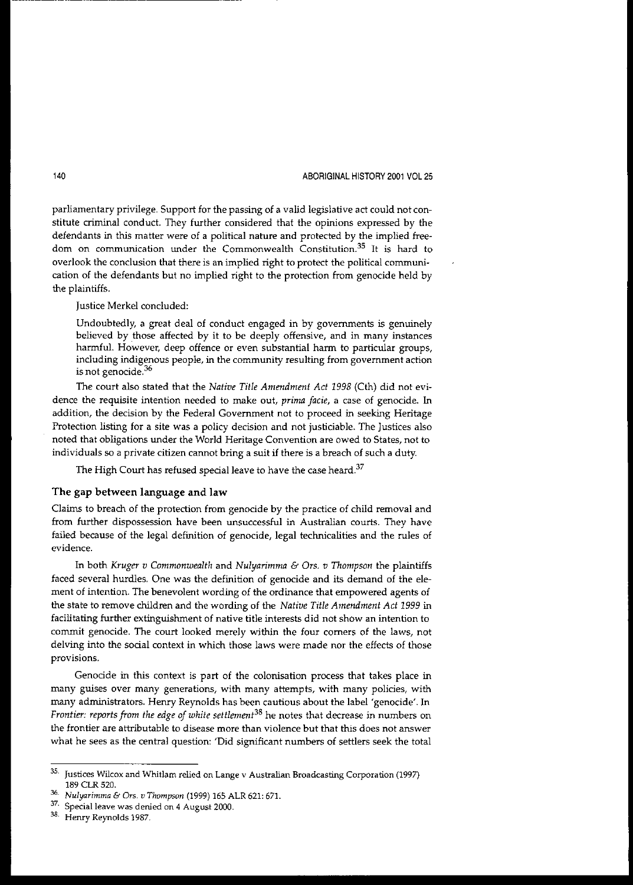parliamentary privilege. Support for the passing of a valid legislative act could not constitute criminal conduct. They further considered that the opinions expressed by the defendants in this matter were of a political nature and protected by the implied freedom on communication under the Commonwealth Constitution.[35] It is hard to overlook the conclusion that there is an implied right to protect the political communication of the defendants but no implied right to the protection from genocide held by the plaintiffs.

Justice Merkel concluded:

> Undoubtedly, a great deal of conduct engaged in by governments is genuinely believed by those affected by it to be deeply offensive, and in many instances harmful. However, deep offence or even substantial harm to particular groups, including indigenous people, in the community resulting from government action is not genocide.[36]

The court also stated that the *Native Title Amendment Act 1998* (Cth) did not evidence the requisite intention needed to make out, *prima facie*, a case of genocide. In addition, the decision by the Federal Government not to proceed in seeking Heritage Protection listing for a site was a policy decision and not justiciable. The Justices also noted that obligations under the World Heritage Convention are owed to States, not to individuals so a private citizen cannot bring a suit if there is a breach of such a duty.

The High Court has refused special leave to have the case heard.[37]

### The gap between language and law

Claims to breach of the protection from genocide by the practice of child removal and from further dispossession have been unsuccessful in Australian courts. They have failed because of the legal definition of genocide, legal technicalities and the rules of evidence.

In both *Kruger v Commonwealth* and *Nulyarimma & Ors. v Thompson* the plaintiffs faced several hurdles. One was the definition of genocide and its demand of the element of intention. The benevolent wording of the ordinance that empowered agents of the state to remove children and the wording of the *Native Title Amendment Act 1999* in facilitating further extinguishment of native title interests did not show an intention to commit genocide. The court looked merely within the four corners of the laws, not delving into the social context in which those laws were made nor the effects of those provisions.

Genocide in this context is part of the colonisation process that takes place in many guises over many generations, with many attempts, with many policies, with many administrators. Henry Reynolds has been cautious about the label 'genocide'. In *Frontier: reports from the edge of white settlement*[38] he notes that decrease in numbers on the frontier are attributable to disease more than violence but that this does not answer what he sees as the central question: 'Did significant numbers of settlers seek the total

---

35. Justices Wilcox and Whitlam relied on Lange v Australian Broadcasting Corporation (1997) 189 CLR 520.

36. *Nulyarimma & Ors. v Thompson* (1999) 165 ALR 621: 671.

37. Special leave was denied on 4 August 2000.

38. Henry Reynolds 1987.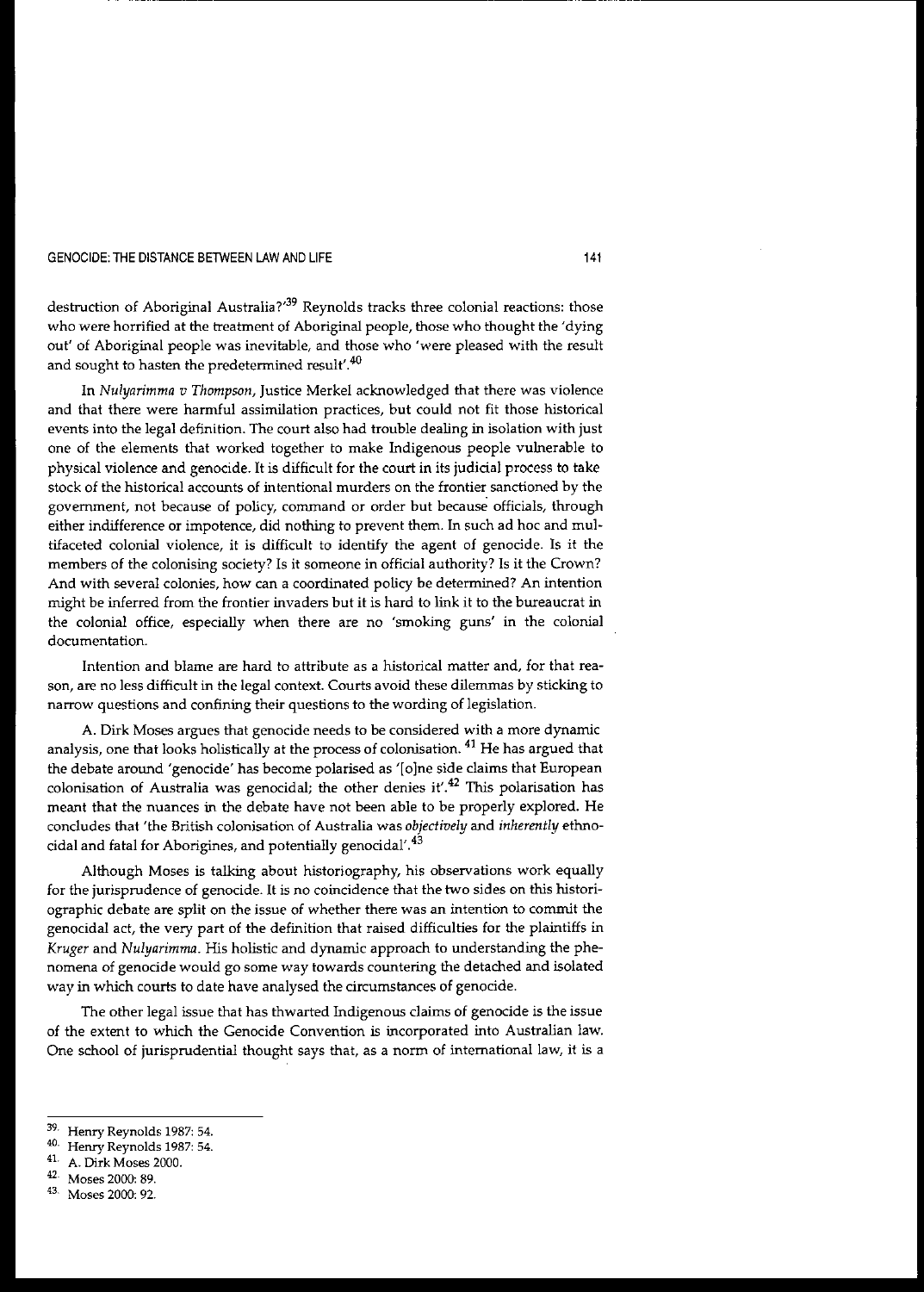destruction of Aboriginal Australia?'[39] Reynolds tracks three colonial reactions: those who were horrified at the treatment of Aboriginal people, those who thought the 'dying out' of Aboriginal people was inevitable, and those who 'were pleased with the result and sought to hasten the predetermined result'.[40]

In *Nulyarimma v Thompson*, Justice Merkel acknowledged that there was violence and that there were harmful assimilation practices, but could not fit those historical events into the legal definition. The court also had trouble dealing in isolation with just one of the elements that worked together to make Indigenous people vulnerable to physical violence and genocide. It is difficult for the court in its judicial process to take stock of the historical accounts of intentional murders on the frontier sanctioned by the government, not because of policy, command or order but because officials, through either indifference or impotence, did nothing to prevent them. In such ad hoc and multifaceted colonial violence, it is difficult to identify the agent of genocide. Is it the members of the colonising society? Is it someone in official authority? Is it the Crown? And with several colonies, how can a coordinated policy be determined? An intention might be inferred from the frontier invaders but it is hard to link it to the bureaucrat in the colonial office, especially when there are no 'smoking guns' in the colonial documentation.

Intention and blame are hard to attribute as a historical matter and, for that reason, are no less difficult in the legal context. Courts avoid these dilemmas by sticking to narrow questions and confining their questions to the wording of legislation.

A. Dirk Moses argues that genocide needs to be considered with a more dynamic analysis, one that looks holistically at the process of colonisation.[41] He has argued that the debate around 'genocide' has become polarised as '[o]ne side claims that European colonisation of Australia was genocidal; the other denies it'.[42] This polarisation has meant that the nuances in the debate have not been able to be properly explored. He concludes that 'the British colonisation of Australia was *objectively* and *inherently* ethnocidal and fatal for Aborigines, and potentially genocidal'.[43]

Although Moses is talking about historiography, his observations work equally for the jurisprudence of genocide. It is no coincidence that the two sides on this historiographic debate are split on the issue of whether there was an intention to commit the genocidal act, the very part of the definition that raised difficulties for the plaintiffs in *Kruger* and *Nulyarimma*. His holistic and dynamic approach to understanding the phenomena of genocide would go some way towards countering the detached and isolated way in which courts to date have analysed the circumstances of genocide.

The other legal issue that has thwarted Indigenous claims of genocide is the issue of the extent to which the Genocide Convention is incorporated into Australian law. One school of jurisprudential thought says that, as a norm of international law, it is a

---

39. Henry Reynolds 1987: 54.
40. Henry Reynolds 1987: 54.
41. A. Dirk Moses 2000.
42. Moses 2000: 89.
43. Moses 2000: 92.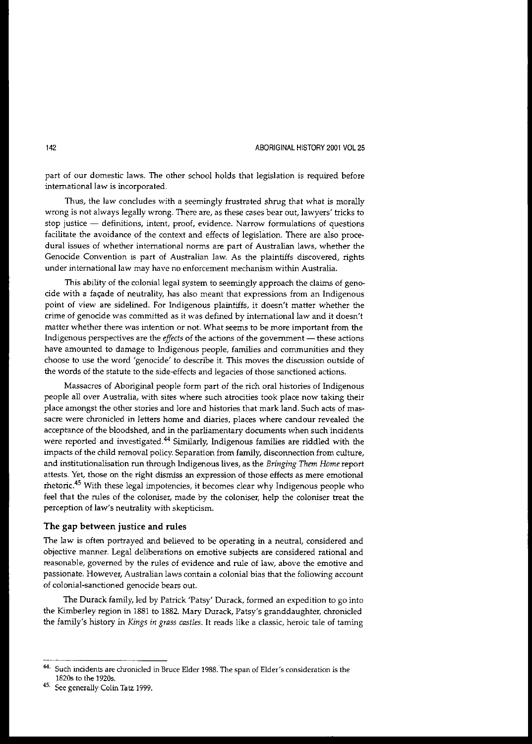part of our domestic laws. The other school holds that legislation is required before international law is incorporated.

Thus, the law concludes with a seemingly frustrated shrug that what is morally wrong is not always legally wrong. There are, as these cases bear out, lawyers' tricks to stop justice — definitions, intent, proof, evidence. Narrow formulations of questions facilitate the avoidance of the context and effects of legislation. There are also procedural issues of whether international norms are part of Australian laws, whether the Genocide Convention is part of Australian law. As the plaintiffs discovered, rights under international law may have no enforcement mechanism within Australia.

This ability of the colonial legal system to seemingly approach the claims of genocide with a façade of neutrality, has also meant that expressions from an Indigenous point of view are sidelined. For Indigenous plaintiffs, it doesn't matter whether the crime of genocide was committed as it was defined by international law and it doesn't matter whether there was intention or not. What seems to be more important from the Indigenous perspectives are the *effects* of the actions of the government — these actions have amounted to damage to Indigenous people, families and communities and they choose to use the word 'genocide' to describe it. This moves the discussion outside of the words of the statute to the side-effects and legacies of those sanctioned actions.

Massacres of Aboriginal people form part of the rich oral histories of Indigenous people all over Australia, with sites where such atrocities took place now taking their place amongst the other stories and lore and histories that mark land. Such acts of massacre were chronicled in letters home and diaries, places where candour revealed the acceptance of the bloodshed, and in the parliamentary documents when such incidents were reported and investigated.[44] Similarly, Indigenous families are riddled with the impacts of the child removal policy. Separation from family, disconnection from culture, and institutionalisation run through Indigenous lives, as the *Bringing Them Home* report attests. Yet, those on the right dismiss an expression of those effects as mere emotional rhetoric.[45] With these legal impotencies, it becomes clear why Indigenous people who feel that the rules of the coloniser, made by the coloniser, help the coloniser treat the perception of law's neutrality with skepticism.

### The gap between justice and rules

The law is often portrayed and believed to be operating in a neutral, considered and objective manner. Legal deliberations on emotive subjects are considered rational and reasonable, governed by the rules of evidence and rule of law, above the emotive and passionate. However, Australian laws contain a colonial bias that the following account of colonial-sanctioned genocide bears out.

The Durack family, led by Patrick 'Patsy' Durack, formed an expedition to go into the Kimberley region in 1881 to 1882. Mary Durack, Patsy's granddaughter, chronicled the family's history in *Kings in grass castles*. It reads like a classic, heroic tale of taming

---

44. Such incidents are chronicled in Bruce Elder 1988. The span of Elder's consideration is the 1820s to the 1920s.

45. See generally Colin Tatz 1999.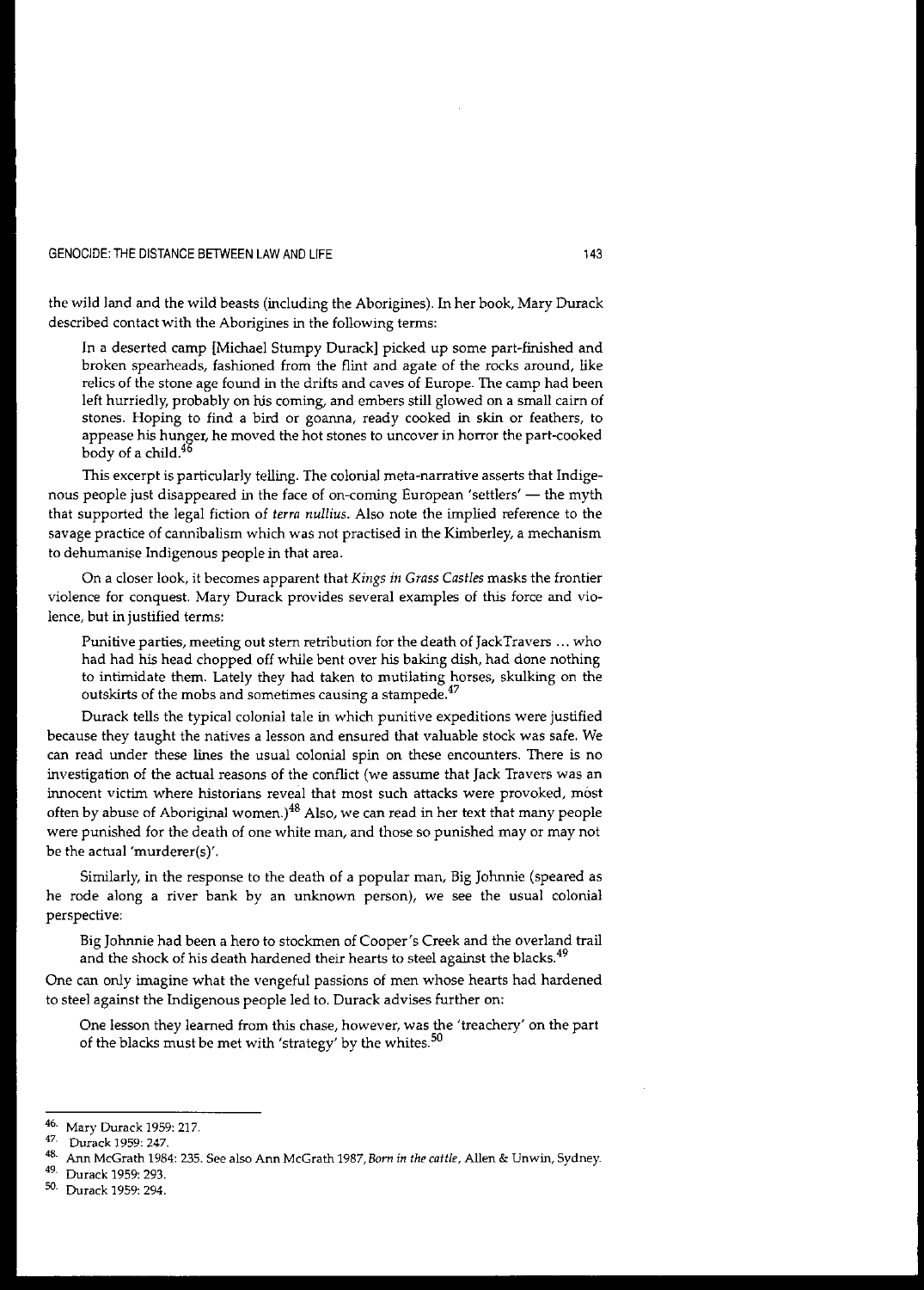the wild land and the wild beasts (including the Aborigines). In her book, Mary Durack described contact with the Aborigines in the following terms:

> In a deserted camp [Michael Stumpy Durack] picked up some part-finished and broken spearheads, fashioned from the flint and agate of the rocks around, like relics of the stone age found in the drifts and caves of Europe. The camp had been left hurriedly, probably on his coming, and embers still glowed on a small cairn of stones. Hoping to find a bird or goanna, ready cooked in skin or feathers, to appease his hunger, he moved the hot stones to uncover in horror the part-cooked body of a child.[46]

This excerpt is particularly telling. The colonial meta-narrative asserts that Indigenous people just disappeared in the face of on-coming European 'settlers' — the myth that supported the legal fiction of *terra nullius*. Also note the implied reference to the savage practice of cannibalism which was not practised in the Kimberley, a mechanism to dehumanise Indigenous people in that area.

On a closer look, it becomes apparent that *Kings in Grass Castles* masks the frontier violence for conquest. Mary Durack provides several examples of this force and violence, but in justified terms:

> Punitive parties, meeting out stern retribution for the death of JackTravers ... who had had his head chopped off while bent over his baking dish, had done nothing to intimidate them. Lately they had taken to mutilating horses, skulking on the outskirts of the mobs and sometimes causing a stampede.[47]

Durack tells the typical colonial tale in which punitive expeditions were justified because they taught the natives a lesson and ensured that valuable stock was safe. We can read under these lines the usual colonial spin on these encounters. There is no investigation of the actual reasons of the conflict (we assume that Jack Travers was an innocent victim where historians reveal that most such attacks were provoked, most often by abuse of Aboriginal women.)[48] Also, we can read in her text that many people were punished for the death of one white man, and those so punished may or may not be the actual 'murderer(s)'.

Similarly, in the response to the death of a popular man, Big Johnnie (speared as he rode along a river bank by an unknown person), we see the usual colonial perspective:

> Big Johnnie had been a hero to stockmen of Cooper's Creek and the overland trail and the shock of his death hardened their hearts to steel against the blacks.[49]

One can only imagine what the vengeful passions of men whose hearts had hardened to steel against the Indigenous people led to. Durack advises further on:

> One lesson they learned from this chase, however, was the 'treachery' on the part of the blacks must be met with 'strategy' by the whites.[50]

---

46. Mary Durack 1959: 217.
47. Durack 1959: 247.
48. Ann McGrath 1984: 235. See also Ann McGrath 1987, *Born in the cattle*, Allen & Unwin, Sydney.
49. Durack 1959: 293.
50. Durack 1959: 294.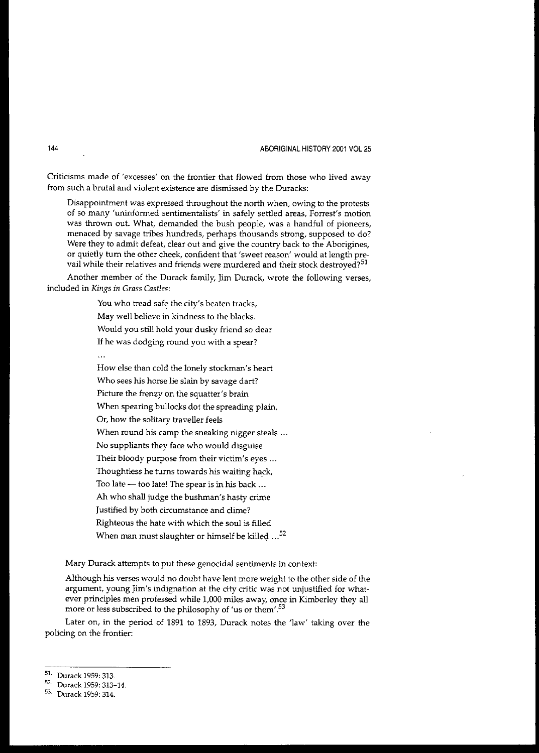Criticisms made of 'excesses' on the frontier that flowed from those who lived away from such a brutal and violent existence are dismissed by the Duracks:

> Disappointment was expressed throughout the north when, owing to the protests of so many 'uninformed sentimentalists' in safely settled areas, Forrest's motion was thrown out. What, demanded the bush people, was a handful of pioneers, menaced by savage tribes hundreds, perhaps thousands strong, supposed to do? Were they to admit defeat, clear out and give the country back to the Aborigines, or quietly turn the other cheek, confident that 'sweet reason' would at length prevail while their relatives and friends were murdered and their stock destroyed?[51]

Another member of the Durack family, Jim Durack, wrote the following verses, included in *Kings in Grass Castles*:

> You who tread safe the city's beaten tracks,
> May well believe in kindness to the blacks.
> Would you still hold your dusky friend so dear
> If he was dodging round you with a spear?
> ...
> How else than cold the lonely stockman's heart
> Who sees his horse lie slain by savage dart?
> Picture the frenzy on the squatter's brain
> When spearing bullocks dot the spreading plain,
> Or, how the solitary traveller feels
> When round his camp the sneaking nigger steals ...
> No suppliants they face who would disguise
> Their bloody purpose from their victim's eyes ...
> Thoughtless he turns towards his waiting hack,
> Too late — too late! The spear is in his back ...
> Ah who shall judge the bushman's hasty crime
> Justified by both circumstance and clime?
> Righteous the hate with which the soul is filled
> When man must slaughter or himself be killed ...[52]

Mary Durack attempts to put these genocidal sentiments in context:

> Although his verses would no doubt have lent more weight to the other side of the argument, young Jim's indignation at the city critic was not unjustified for whatever principles men professed while 1,000 miles away, once in Kimberley they all more or less subscribed to the philosophy of 'us or them'.[53]

Later on, in the period of 1891 to 1893, Durack notes the 'law' taking over the policing on the frontier:

---

51. Durack 1959: 313.
52. Durack 1959: 313–14.
53. Durack 1959: 314.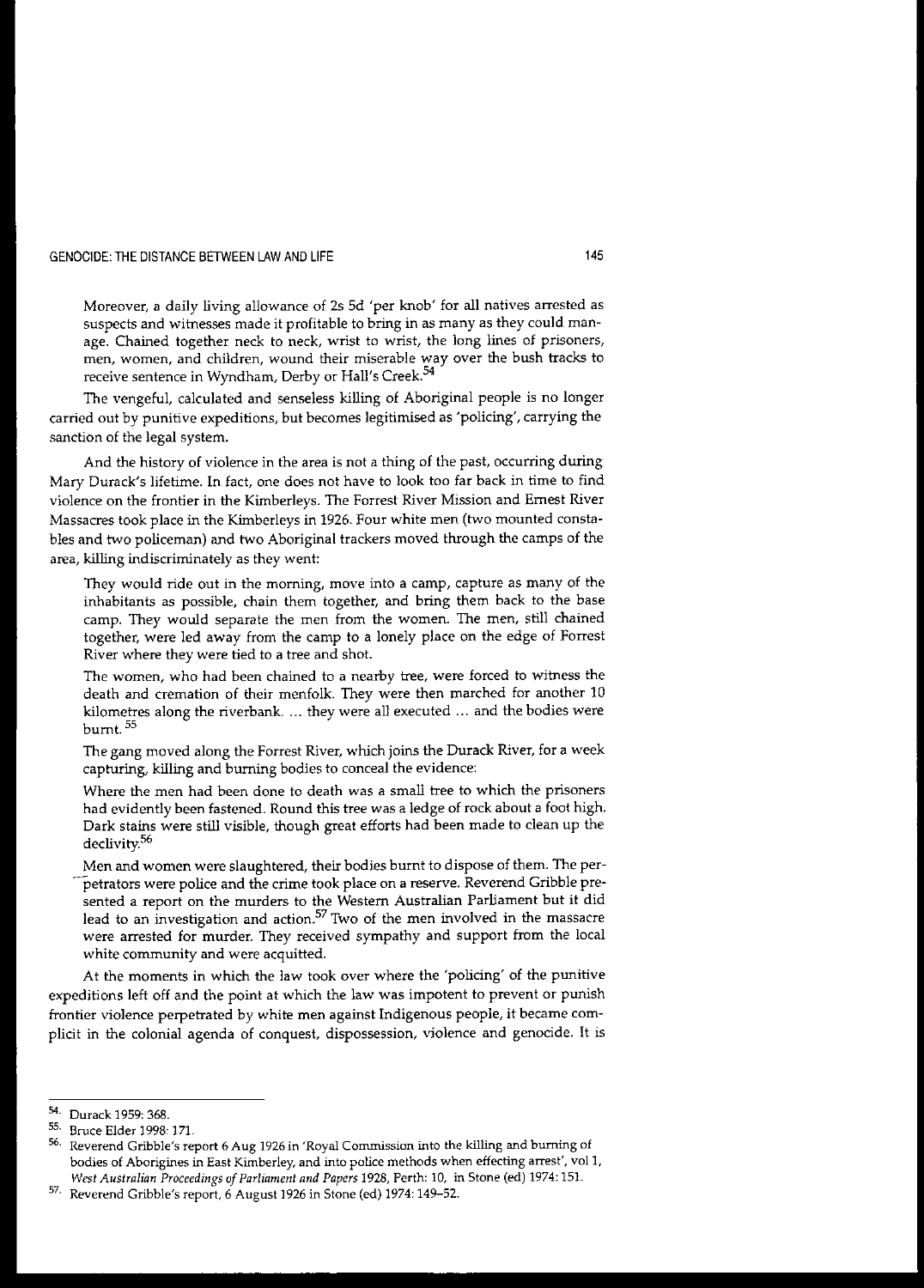Moreover, a daily living allowance of 2s 5d 'per knob' for all natives arrested as suspects and witnesses made it profitable to bring in as many as they could manage. Chained together neck to neck, wrist to wrist, the long lines of prisoners, men, women, and children, wound their miserable way over the bush tracks to receive sentence in Wyndham, Derby or Hall's Creek.[54]

The vengeful, calculated and senseless killing of Aboriginal people is no longer carried out by punitive expeditions, but becomes legitimised as 'policing', carrying the sanction of the legal system.

And the history of violence in the area is not a thing of the past, occurring during Mary Durack's lifetime. In fact, one does not have to look too far back in time to find violence on the frontier in the Kimberleys. The Forrest River Mission and Ernest River Massacres took place in the Kimberleys in 1926. Four white men (two mounted constables and two policeman) and two Aboriginal trackers moved through the camps of the area, killing indiscriminately as they went:

> They would ride out in the morning, move into a camp, capture as many of the inhabitants as possible, chain them together, and bring them back to the base camp. They would separate the men from the women. The men, still chained together, were led away from the camp to a lonely place on the edge of Forrest River where they were tied to a tree and shot.
>
> The women, who had been chained to a nearby tree, were forced to witness the death and cremation of their menfolk. They were then marched for another 10 kilometres along the riverbank. ... they were all executed ... and the bodies were burnt.[55]

The gang moved along the Forrest River, which joins the Durack River, for a week capturing, killing and burning bodies to conceal the evidence:

> Where the men had been done to death was a small tree to which the prisoners had evidently been fastened. Round this tree was a ledge of rock about a foot high. Dark stains were still visible, though great efforts had been made to clean up the declivity.[56]

Men and women were slaughtered, their bodies burnt to dispose of them. The perpetrators were police and the crime took place on a reserve. Reverend Gribble presented a report on the murders to the Western Australian Parliament but it did lead to an investigation and action.[57] Two of the men involved in the massacre were arrested for murder. They received sympathy and support from the local white community and were acquitted.

At the moments in which the law took over where the 'policing' of the punitive expeditions left off and the point at which the law was impotent to prevent or punish frontier violence perpetrated by white men against Indigenous people, it became complicit in the colonial agenda of conquest, dispossession, violence and genocide. It is

---

54. Durack 1959: 368.
55. Bruce Elder 1998: 171.
56. Reverend Gribble's report 6 Aug 1926 in 'Royal Commission into the killing and burning of bodies of Aborigines in East Kimberley, and into police methods when effecting arrest', vol 1, *West Australian Proceedings of Parliament and Papers* 1928, Perth: 10, in Stone (ed) 1974: 151.
57. Reverend Gribble's report, 6 August 1926 in Stone (ed) 1974: 149–52.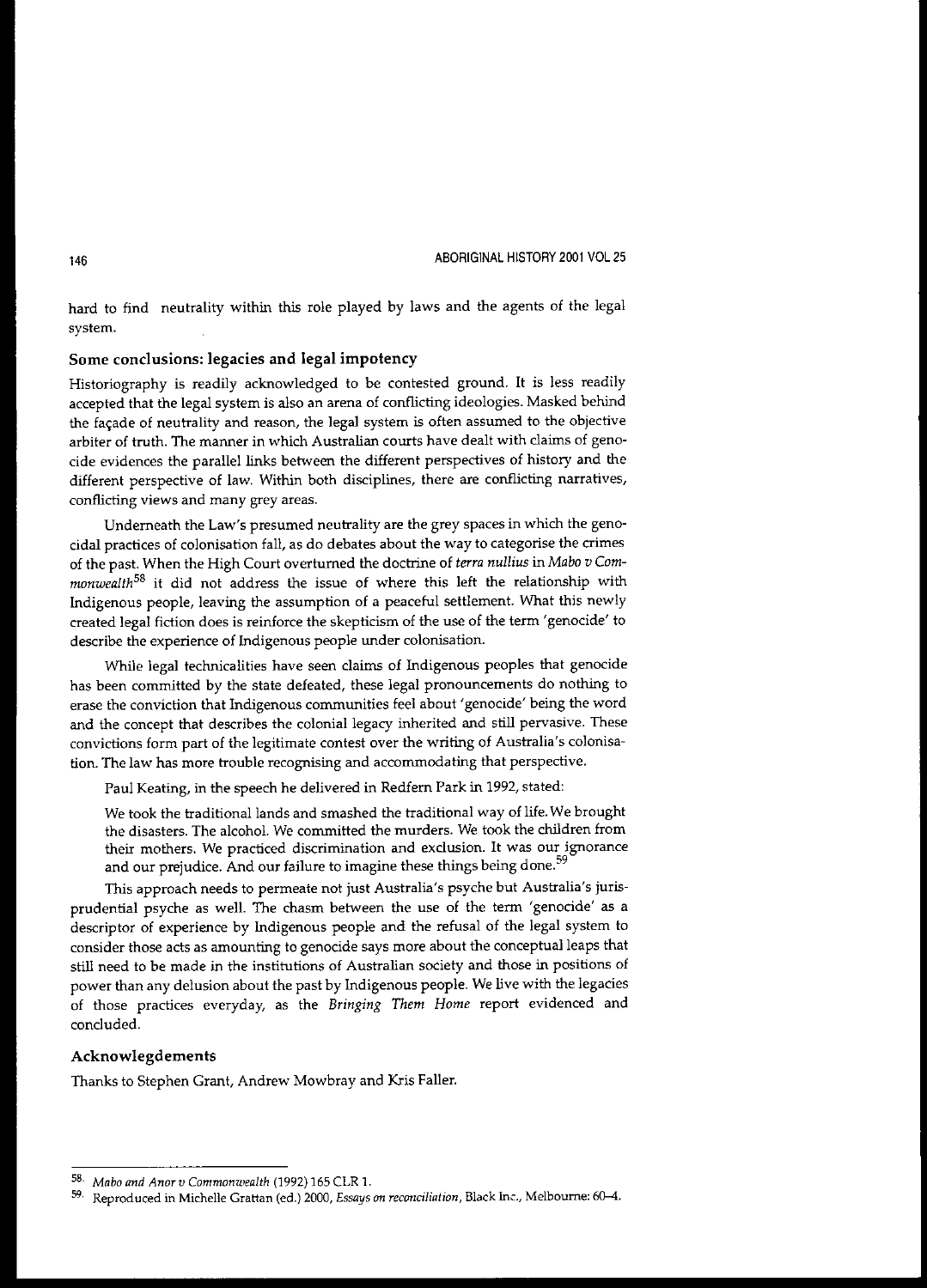hard to find neutrality within this role played by laws and the agents of the legal system.

## Some conclusions: legacies and legal impotency

Historiography is readily acknowledged to be contested ground. It is less readily accepted that the legal system is also an arena of conflicting ideologies. Masked behind the façade of neutrality and reason, the legal system is often assumed to the objective arbiter of truth. The manner in which Australian courts have dealt with claims of genocide evidences the parallel links between the different perspectives of history and the different perspective of law. Within both disciplines, there are conflicting narratives, conflicting views and many grey areas.

Underneath the Law's presumed neutrality are the grey spaces in which the genocidal practices of colonisation fall, as do debates about the way to categorise the crimes of the past. When the High Court overturned the doctrine of *terra nullius* in *Mabo v Commonwealth*[58] it did not address the issue of where this left the relationship with Indigenous people, leaving the assumption of a peaceful settlement. What this newly created legal fiction does is reinforce the skepticism of the use of the term 'genocide' to describe the experience of Indigenous people under colonisation.

While legal technicalities have seen claims of Indigenous peoples that genocide has been committed by the state defeated, these legal pronouncements do nothing to erase the conviction that Indigenous communities feel about 'genocide' being the word and the concept that describes the colonial legacy inherited and still pervasive. These convictions form part of the legitimate contest over the writing of Australia's colonisation. The law has more trouble recognising and accommodating that perspective.

Paul Keating, in the speech he delivered in Redfern Park in 1992, stated:

> We took the traditional lands and smashed the traditional way of life. We brought the disasters. The alcohol. We committed the murders. We took the children from their mothers. We practiced discrimination and exclusion. It was our ignorance and our prejudice. And our failure to imagine these things being done.[59]

This approach needs to permeate not just Australia's psyche but Australia's jurisprudential psyche as well. The chasm between the use of the term 'genocide' as a descriptor of experience by Indigenous people and the refusal of the legal system to consider those acts as amounting to genocide says more about the conceptual leaps that still need to be made in the institutions of Australian society and those in positions of power than any delusion about the past by Indigenous people. We live with the legacies of those practices everyday, as the *Bringing Them Home* report evidenced and concluded.

## Acknowlegdements

Thanks to Stephen Grant, Andrew Mowbray and Kris Faller.

---

58. *Mabo and Anor v Commonwealth* (1992) 165 CLR 1.

59. Reproduced in Michelle Grattan (ed.) 2000, *Essays on reconciliation*, Black Inc., Melbourne: 60–4.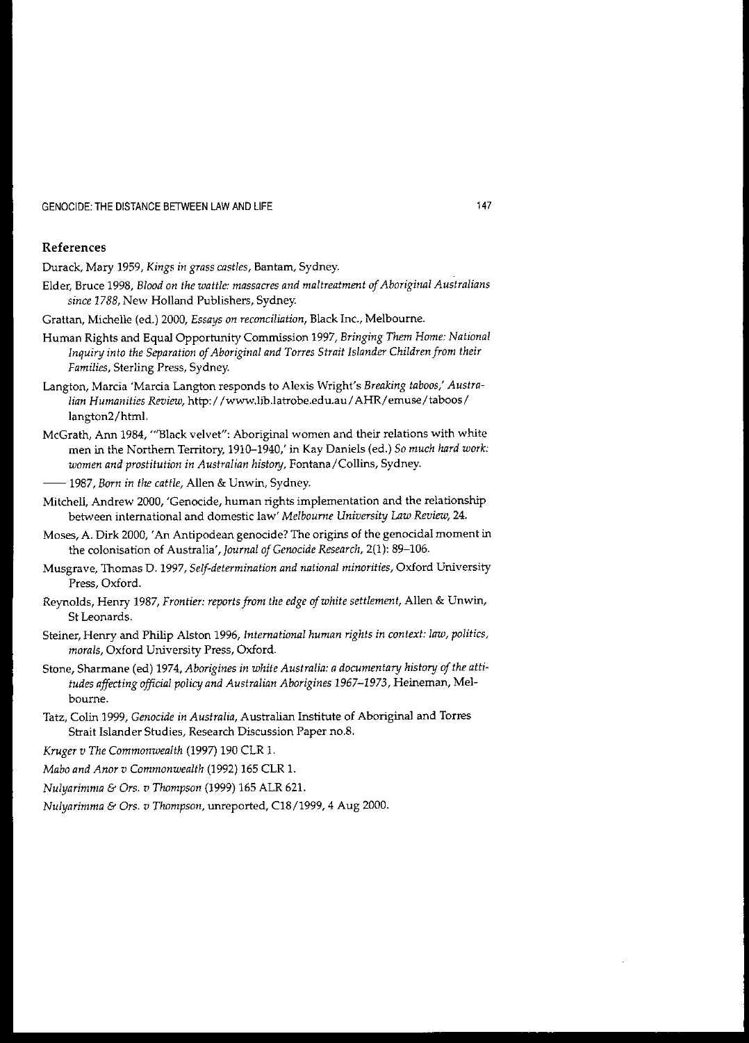## References

Durack, Mary 1959, *Kings in grass castles*, Bantam, Sydney.

Elder, Bruce 1998, *Blood on the wattle: massacres and maltreatment of Aboriginal Australians since 1788*, New Holland Publishers, Sydney.

Grattan, Michelle (ed.) 2000, *Essays on reconciliation*, Black Inc., Melbourne.

Human Rights and Equal Opportunity Commission 1997, *Bringing Them Home: National Inquiry into the Separation of Aboriginal and Torres Strait Islander Children from their Families*, Sterling Press, Sydney.

Langton, Marcia 'Marcia Langton responds to Alexis Wright's *Breaking taboos*,' *Australian Humanities Review*, http://www.lib.latrobe.edu.au/AHR/emuse/taboos/langton2/html.

McGrath, Ann 1984, '"Black velvet": Aboriginal women and their relations with white men in the Northern Territory, 1910–1940,' in Kay Daniels (ed.) *So much hard work: women and prostitution in Australian history*, Fontana/Collins, Sydney.

—— 1987, *Born in the cattle*, Allen & Unwin, Sydney.

Mitchell, Andrew 2000, 'Genocide, human rights implementation and the relationship between international and domestic law' *Melbourne University Law Review*, 24.

Moses, A. Dirk 2000, 'An Antipodean genocide? The origins of the genocidal moment in the colonisation of Australia', *Journal of Genocide Research*, 2(1): 89–106.

Musgrave, Thomas D. 1997, *Self-determination and national minorities*, Oxford University Press, Oxford.

Reynolds, Henry 1987, *Frontier: reports from the edge of white settlement*, Allen & Unwin, St Leonards.

Steiner, Henry and Philip Alston 1996, *International human rights in context: law, politics, morals*, Oxford University Press, Oxford.

Stone, Sharmane (ed) 1974, *Aborigines in white Australia: a documentary history of the attitudes affecting official policy and Australian Aborigines 1967–1973*, Heineman, Melbourne.

Tatz, Colin 1999, *Genocide in Australia*, Australian Institute of Aboriginal and Torres Strait Islander Studies, Research Discussion Paper no.8.

*Kruger v The Commonwealth* (1997) 190 CLR 1.

*Mabo and Anor v Commonwealth* (1992) 165 CLR 1.

*Nulyarimma & Ors. v Thompson* (1999) 165 ALR 621.

*Nulyarimma & Ors. v Thompson*, unreported, C18/1999, 4 Aug 2000.